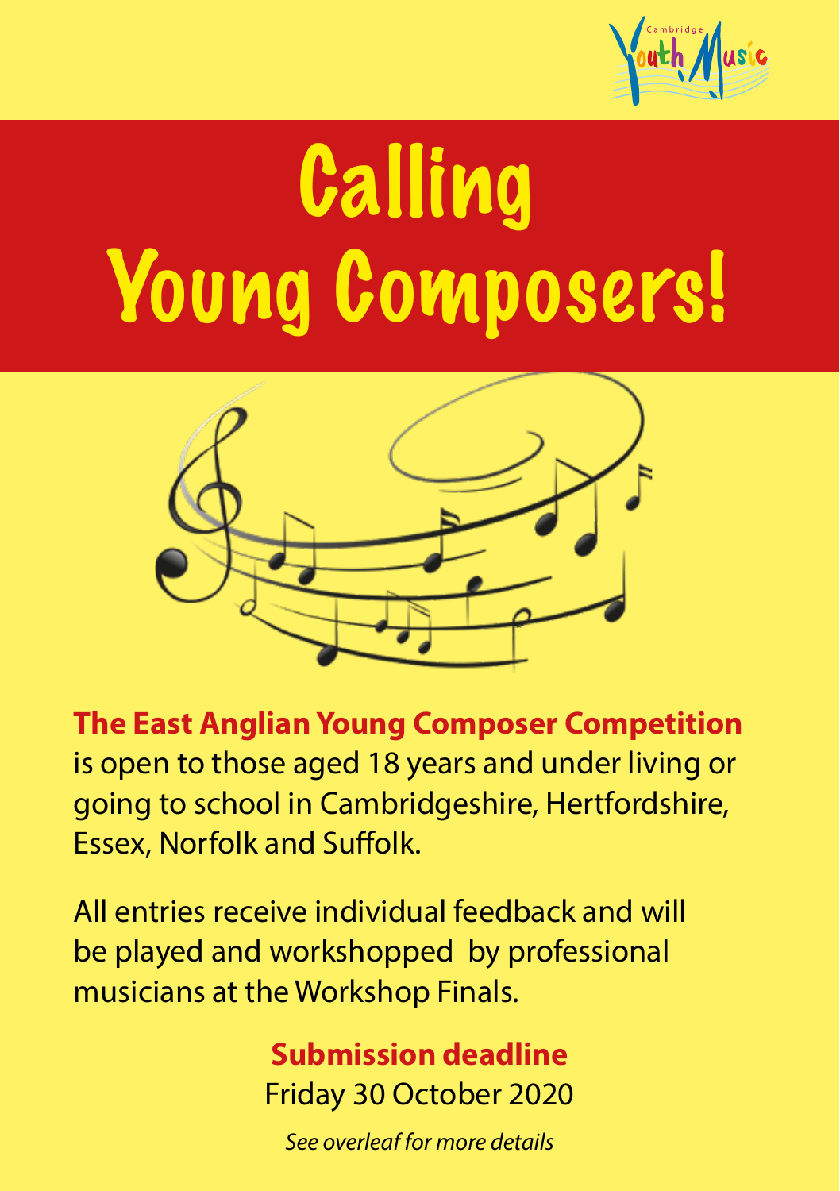Cambridge Youth Music

# Calling Young Composers!

**The East Anglian Young Composer Competition** is open to those aged 18 years and under living or going to school in Cambridgeshire, Hertfordshire, Essex, Norfolk and Suffolk.

All entries receive individual feedback and will be played and workshopped by professional musicians at the Workshop Finals.

**Submission deadline**
Friday 30 October 2020

*See overleaf for more details*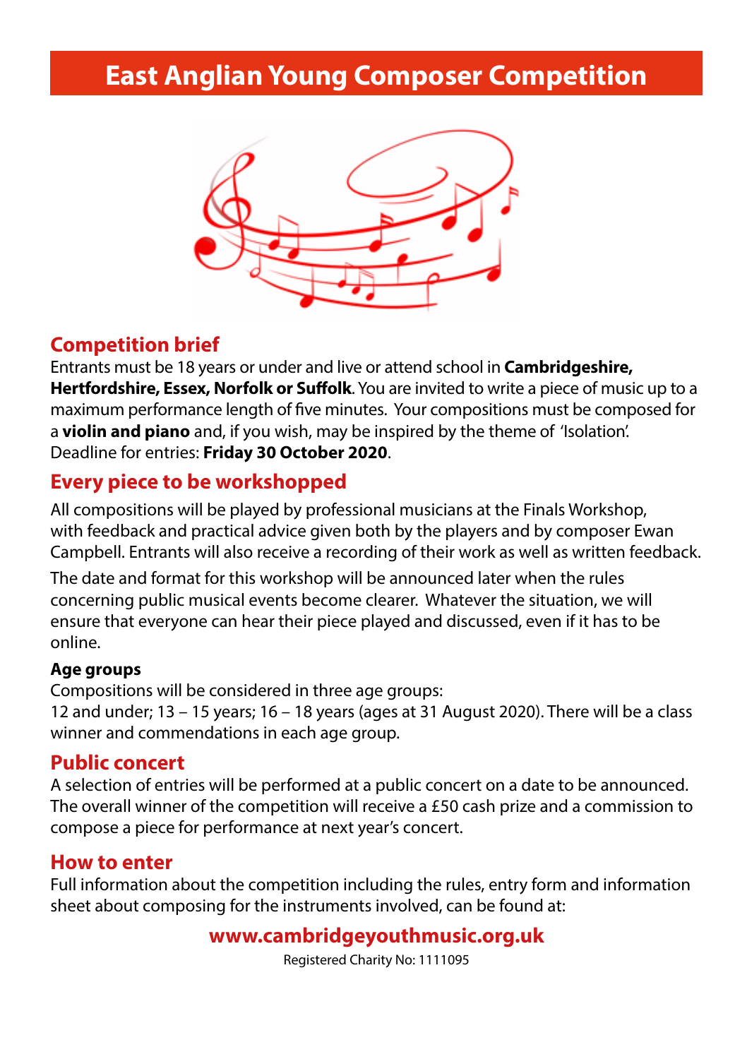# East Anglian Young Composer Competition

## Competition brief

Entrants must be 18 years or under and live or attend school in **Cambridgeshire, Hertfordshire, Essex, Norfolk or Suffolk**. You are invited to write a piece of music up to a maximum performance length of five minutes. Your compositions must be composed for a **violin and piano** and, if you wish, may be inspired by the theme of 'Isolation'. Deadline for entries: **Friday 30 October 2020**.

## Every piece to be workshopped

All compositions will be played by professional musicians at the Finals Workshop, with feedback and practical advice given both by the players and by composer Ewan Campbell. Entrants will also receive a recording of their work as well as written feedback.

The date and format for this workshop will be announced later when the rules concerning public musical events become clearer. Whatever the situation, we will ensure that everyone can hear their piece played and discussed, even if it has to be online.

**Age groups**

Compositions will be considered in three age groups:
12 and under; 13 – 15 years; 16 – 18 years (ages at 31 August 2020). There will be a class winner and commendations in each age group.

## Public concert

A selection of entries will be performed at a public concert on a date to be announced. The overall winner of the competition will receive a £50 cash prize and a commission to compose a piece for performance at next year's concert.

## How to enter

Full information about the competition including the rules, entry form and information sheet about composing for the instruments involved, can be found at:

**www.cambridgeyouthmusic.org.uk**

Registered Charity No: 1111095